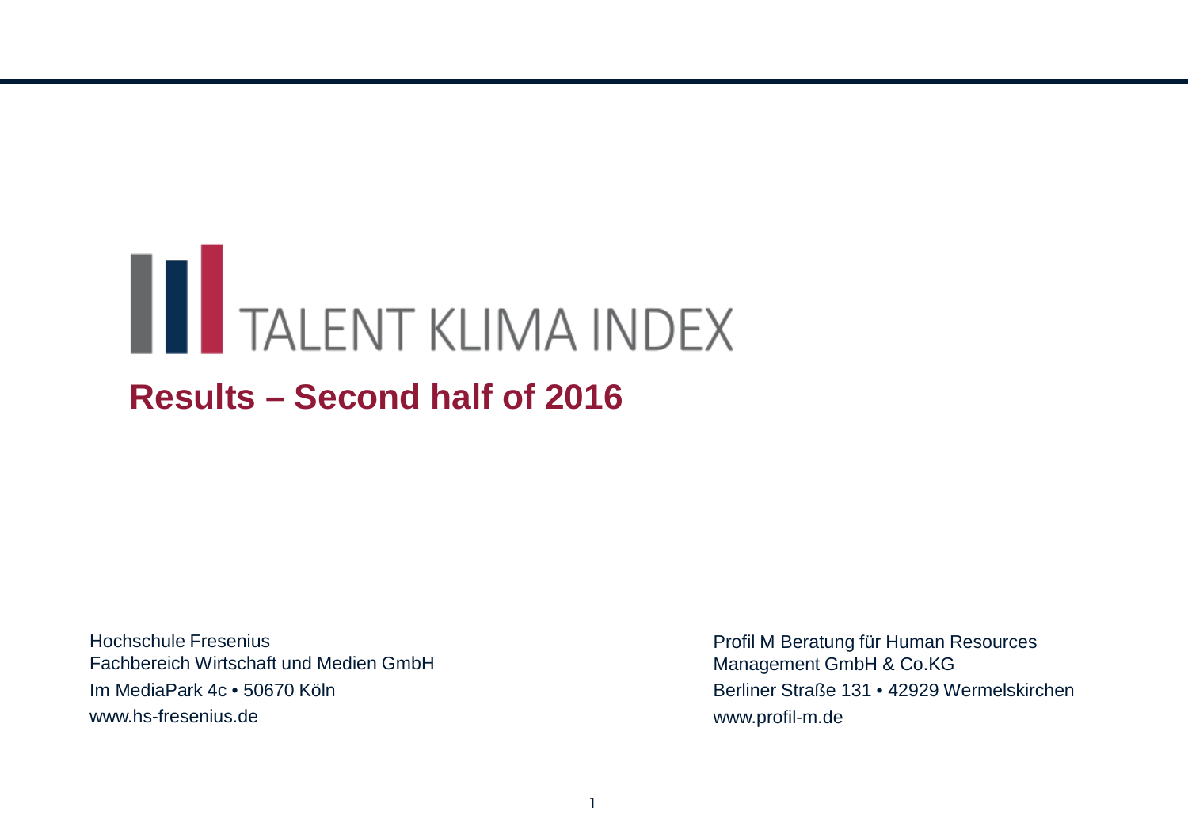# TALENT KLIMA INDEX

## Results – Second half of 2016

Hochschule Fresenius
Fachbereich Wirtschaft und Medien GmbH
Im MediaPark 4c • 50670 Köln
www.hs-fresenius.de

Profil M Beratung für Human Resources
Management GmbH & Co.KG
Berliner Straße 131 • 42929 Wermelskirchen
www.profil-m.de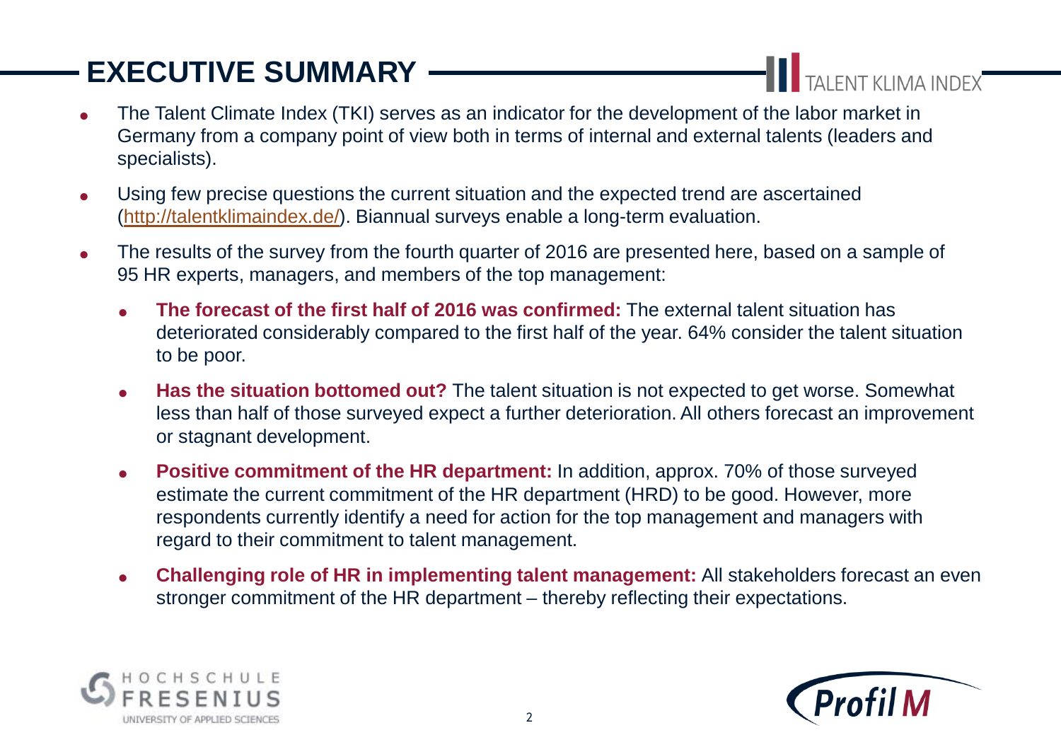# EXECUTIVE SUMMARY

- The Talent Climate Index (TKI) serves as an indicator for the development of the labor market in Germany from a company point of view both in terms of internal and external talents (leaders and specialists).
- Using few precise questions the current situation and the expected trend are ascertained (http://talentklimaindex.de/). Biannual surveys enable a long-term evaluation.
- The results of the survey from the fourth quarter of 2016 are presented here, based on a sample of 95 HR experts, managers, and members of the top management:
  - **The forecast of the first half of 2016 was confirmed:** The external talent situation has deteriorated considerably compared to the first half of the year. 64% consider the talent situation to be poor.
  - **Has the situation bottomed out?** The talent situation is not expected to get worse. Somewhat less than half of those surveyed expect a further deterioration. All others forecast an improvement or stagnant development.
  - **Positive commitment of the HR department:** In addition, approx. 70% of those surveyed estimate the current commitment of the HR department (HRD) to be good. However, more respondents currently identify a need for action for the top management and managers with regard to their commitment to talent management.
  - **Challenging role of HR in implementing talent management:** All stakeholders forecast an even stronger commitment of the HR department – thereby reflecting their expectations.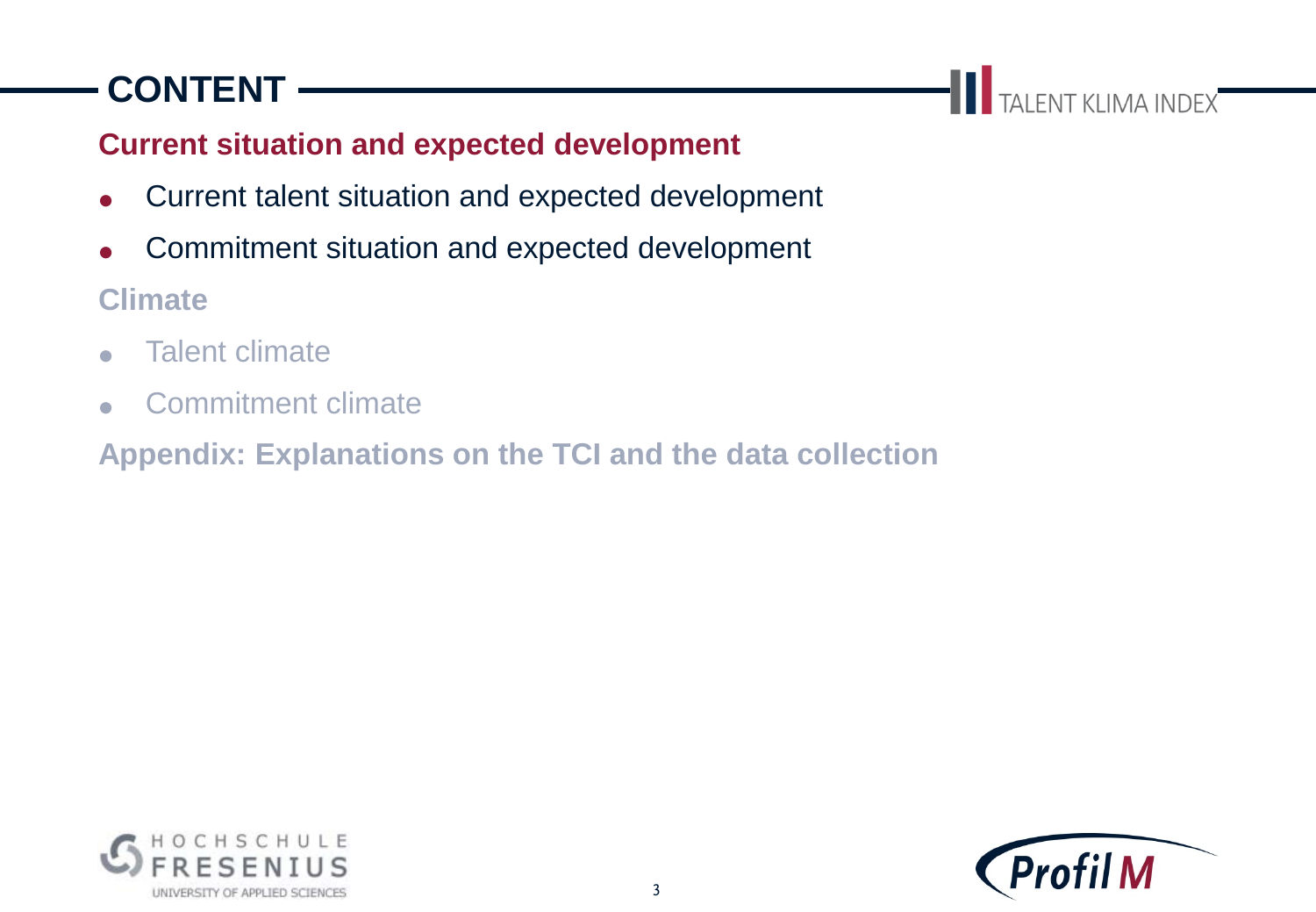# CONTENT

## Current situation and expected development

- Current talent situation and expected development
- Commitment situation and expected development

## Climate

- Talent climate
- Commitment climate

## Appendix: Explanations on the TCI and the data collection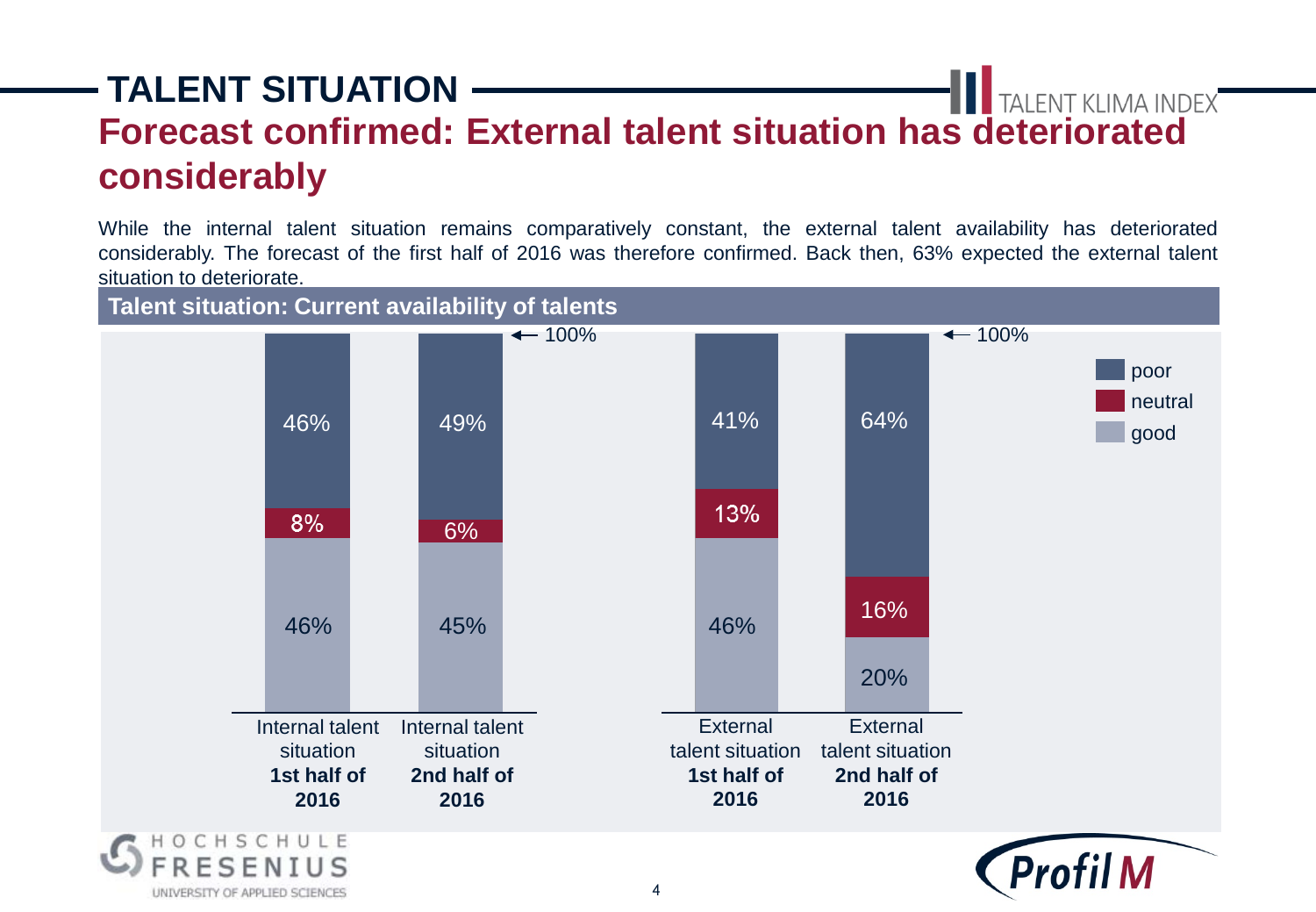# TALENT SITUATION

TALENT KLIMA INDEX

## Forecast confirmed: External talent situation has deteriorated considerably

While the internal talent situation remains comparatively constant, the external talent availability has deteriorated considerably. The forecast of the first half of 2016 was therefore confirmed. Back then, 63% expected the external talent situation to deteriorate.

### Talent situation: Current availability of talents

| | poor | neutral | good |
|---|---|---|---|
| Internal talent situation **1st half of 2016** | 46% | 8% | 46% |
| Internal talent situation **2nd half of 2016** | 49% | 6% | 45% |
| External talent situation **1st half of 2016** | 41% | 13% | 46% |
| External talent situation **2nd half of 2016** | 64% | 16% | 20% |

HOCHSCHULE FRESENIUS UNIVERSITY OF APPLIED SCIENCES

Profil M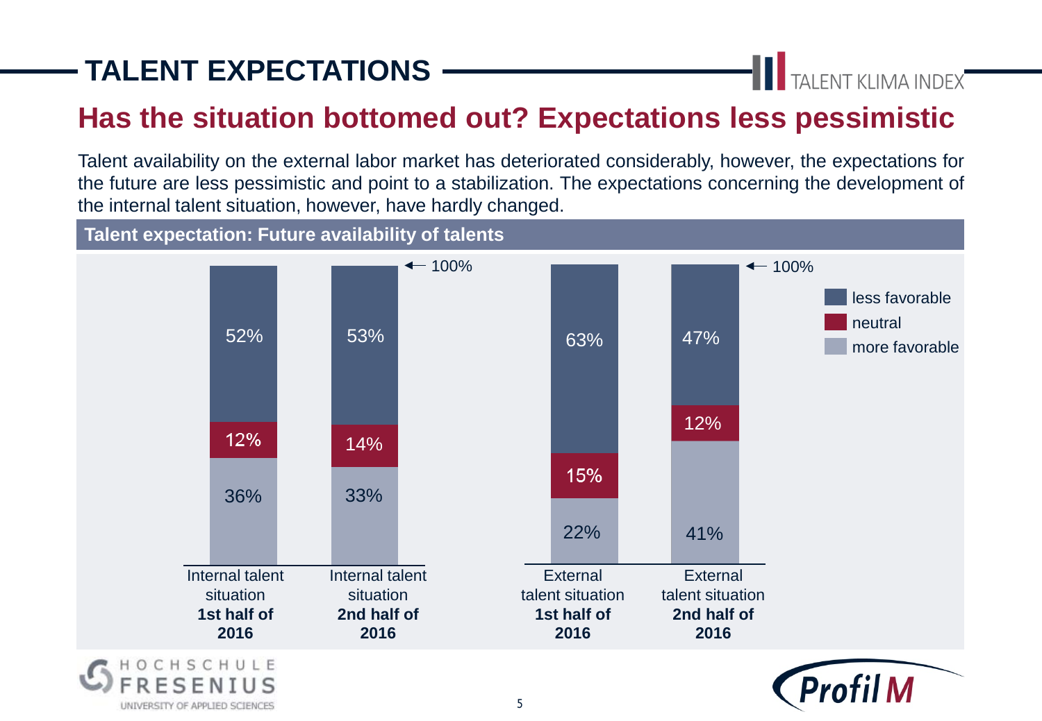# TALENT EXPECTATIONS

TALENT KLIMA INDEX

## Has the situation bottomed out? Expectations less pessimistic

Talent availability on the external labor market has deteriorated considerably, however, the expectations for the future are less pessimistic and point to a stabilization. The expectations concerning the development of the internal talent situation, however, have hardly changed.

### Talent expectation: Future availability of talents

| | Internal talent situation **1st half of 2016** | Internal talent situation **2nd half of 2016** | External talent situation **1st half of 2016** | External talent situation **2nd half of 2016** |
|---|---|---|---|---|
| less favorable | 52% | 53% | 63% | 47% |
| neutral | 12% | 14% | 15% | 12% |
| more favorable | 36% | 33% | 22% | 41% |

← 100%

HOCHSCHULE FRESENIUS UNIVERSITY OF APPLIED SCIENCES

Profil M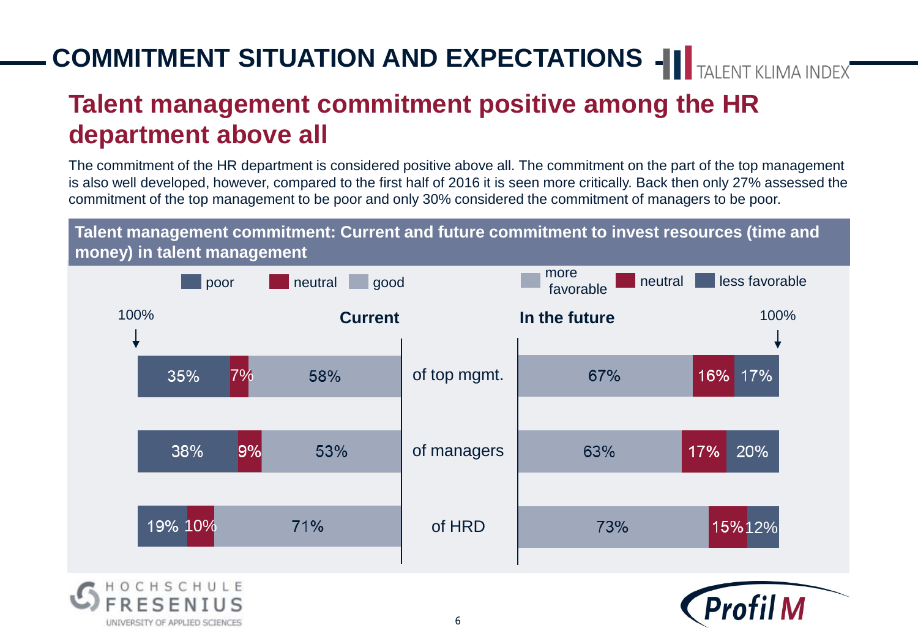# COMMITMENT SITUATION AND EXPECTATIONS

TALENT KLIMA INDEX

## Talent management commitment positive among the HR department above all

The commitment of the HR department is considered positive above all. The commitment on the part of the top management is also well developed, however, compared to the first half of 2016 it is seen more critically. Back then only 27% assessed the commitment of the top management to be poor and only 30% considered the commitment of managers to be poor.

**Talent management commitment: Current and future commitment to invest resources (time and money) in talent management**

| | Current: poor | Current: neutral | Current: good | In the future: more favorable | In the future: neutral | In the future: less favorable |
|---|---|---|---|---|---|---|
| of top mgmt. | 35% | 7% | 58% | 67% | 16% | 17% |
| of managers | 38% | 9% | 53% | 63% | 17% | 20% |
| of HRD | 19% | 10% | 71% | 73% | 15% | 12% |

HOCHSCHULE FRESENIUS UNIVERSITY OF APPLIED SCIENCES

Profil M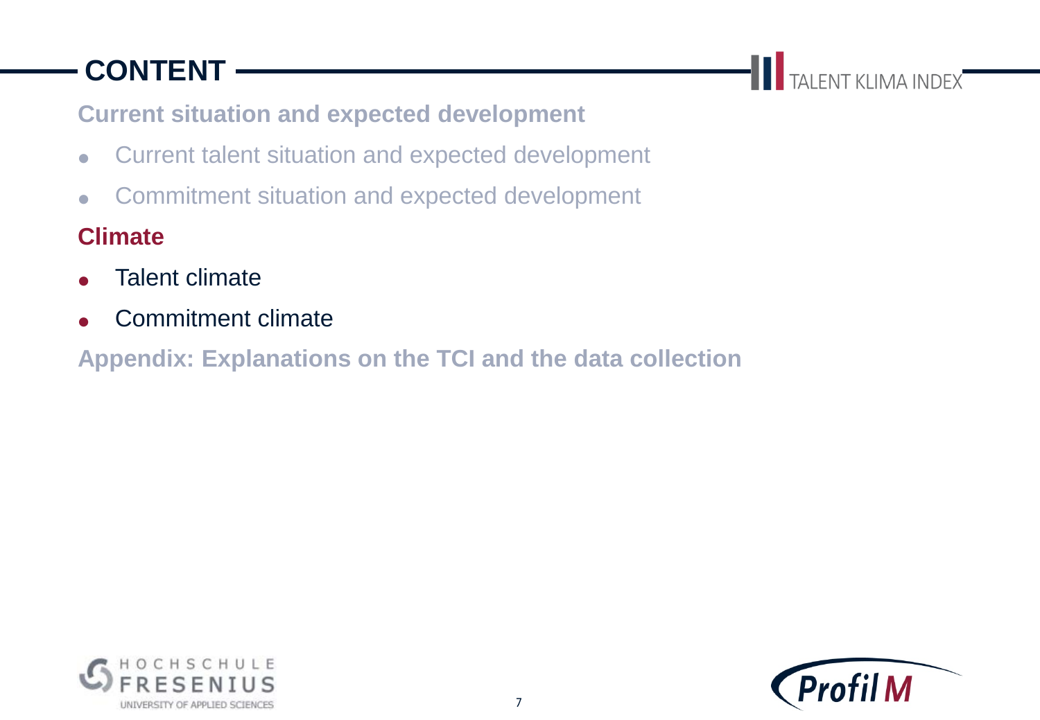# CONTENT

**Current situation and expected development**

- Current talent situation and expected development
- Commitment situation and expected development

**Climate**

- Talent climate
- Commitment climate

**Appendix: Explanations on the TCI and the data collection**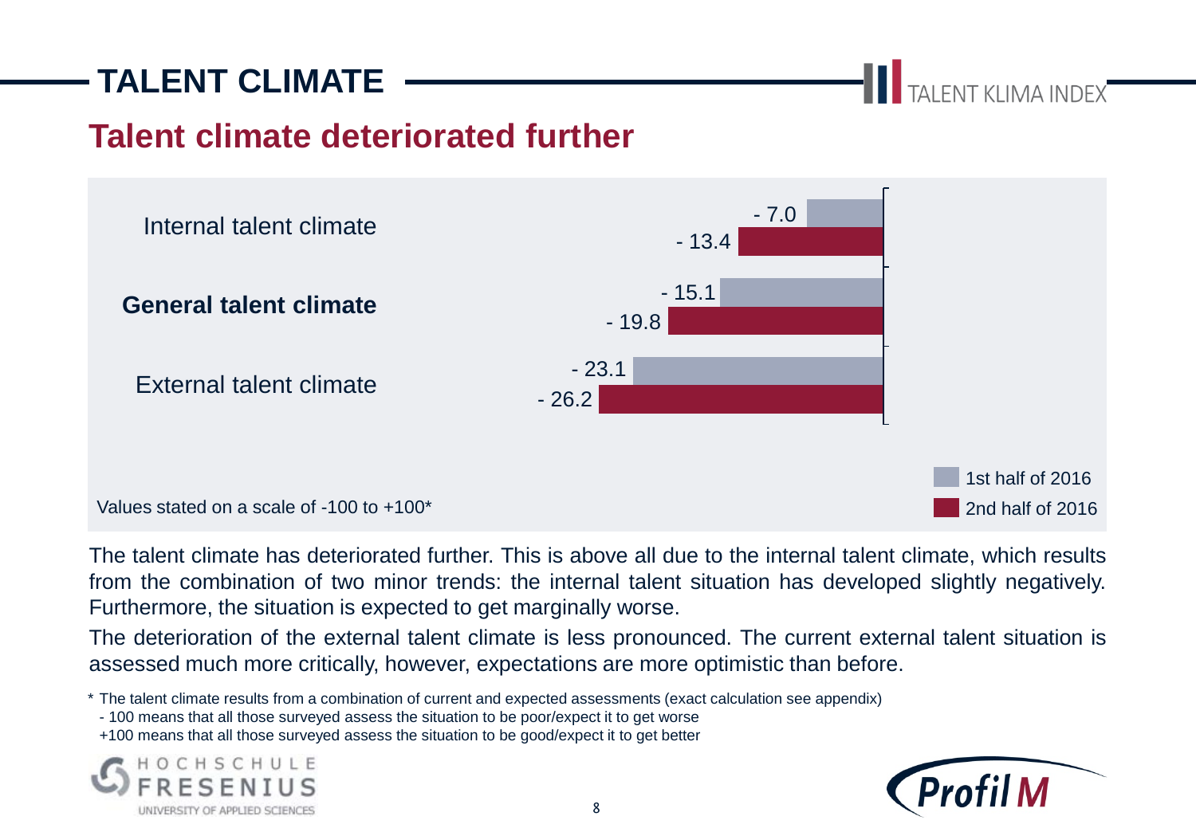# TALENT CLIMATE

## Talent climate deteriorated further

| | 1st half of 2016 | 2nd half of 2016 |
|---|---|---|
| Internal talent climate | - 7.0 | - 13.4 |
| **General talent climate** | - 15.1 | - 19.8 |
| External talent climate | - 23.1 | - 26.2 |

Values stated on a scale of -100 to +100*

The talent climate has deteriorated further. This is above all due to the internal talent climate, which results from the combination of two minor trends: the internal talent situation has developed slightly negatively. Furthermore, the situation is expected to get marginally worse.

The deterioration of the external talent climate is less pronounced. The current external talent situation is assessed much more critically, however, expectations are more optimistic than before.

\* The talent climate results from a combination of current and expected assessments (exact calculation see appendix)
- 100 means that all those surveyed assess the situation to be poor/expect it to get worse
+100 means that all those surveyed assess the situation to be good/expect it to get better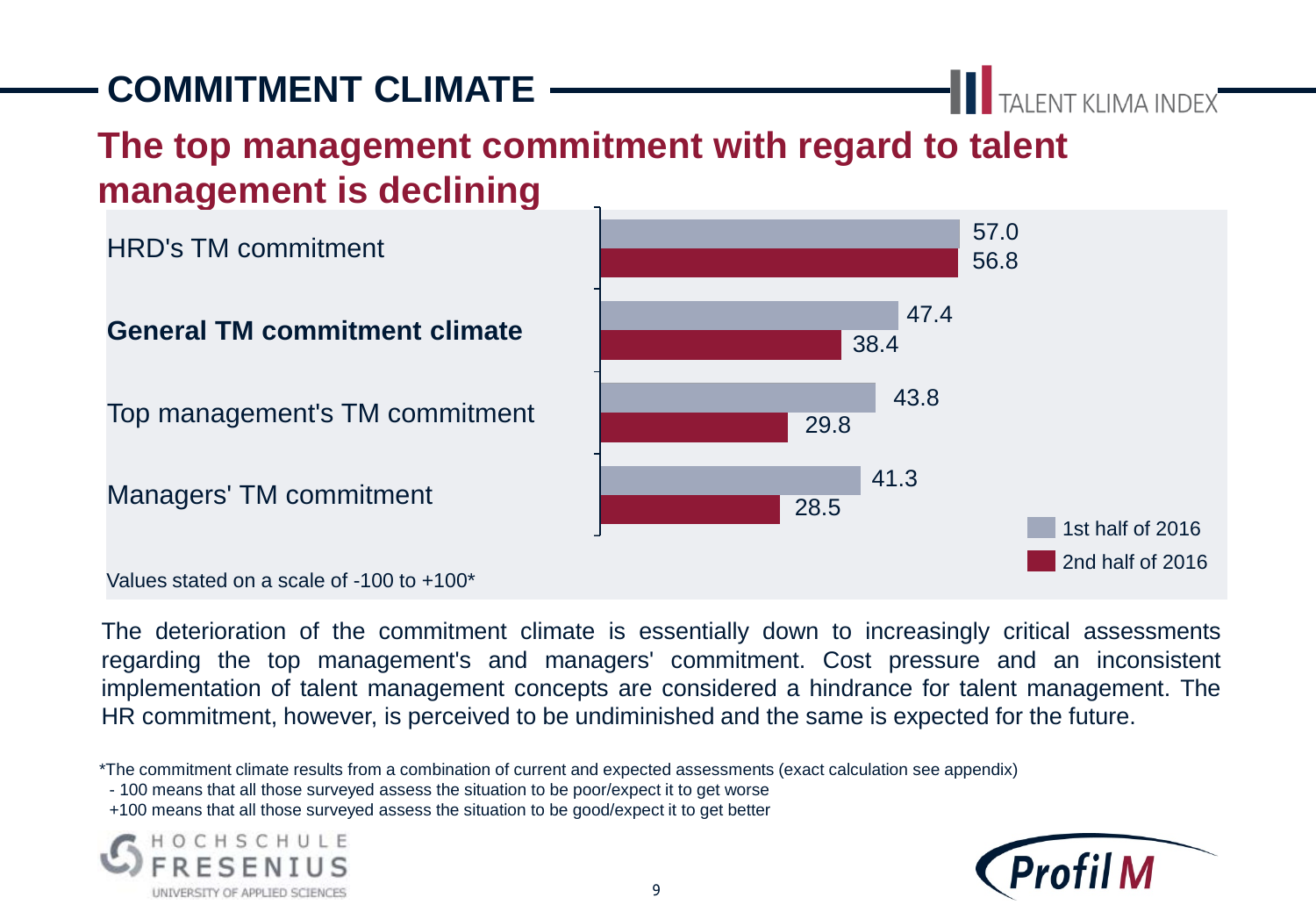# COMMITMENT CLIMATE

TALENT KLIMA INDEX

## The top management commitment with regard to talent management is declining

| | 1st half of 2016 | 2nd half of 2016 |
|---|---|---|
| HRD's TM commitment | 57.0 | 56.8 |
| **General TM commitment climate** | 47.4 | 38.4 |
| Top management's TM commitment | 43.8 | 29.8 |
| Managers' TM commitment | 41.3 | 28.5 |

Values stated on a scale of -100 to +100*

The deterioration of the commitment climate is essentially down to increasingly critical assessments regarding the top management's and managers' commitment. Cost pressure and an inconsistent implementation of talent management concepts are considered a hindrance for talent management. The HR commitment, however, is perceived to be undiminished and the same is expected for the future.

*The commitment climate results from a combination of current and expected assessments (exact calculation see appendix)
- 100 means that all those surveyed assess the situation to be poor/expect it to get worse
+100 means that all those surveyed assess the situation to be good/expect it to get better

HOCHSCHULE FRESENIUS UNIVERSITY OF APPLIED SCIENCES

Profil M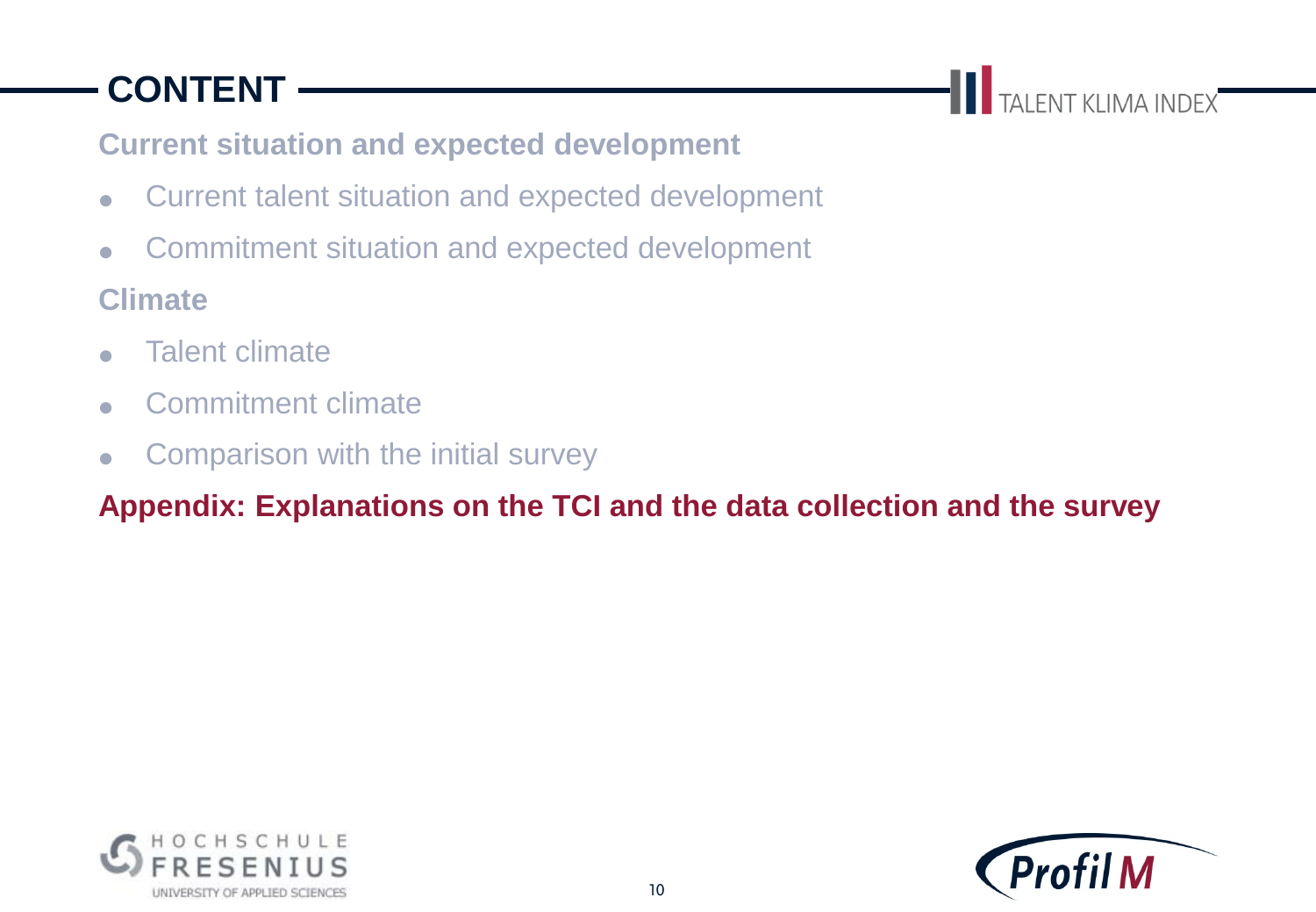# CONTENT

**Current situation and expected development**

- Current talent situation and expected development
- Commitment situation and expected development

**Climate**

- Talent climate
- Commitment climate
- Comparison with the initial survey

**Appendix: Explanations on the TCI and the data collection and the survey**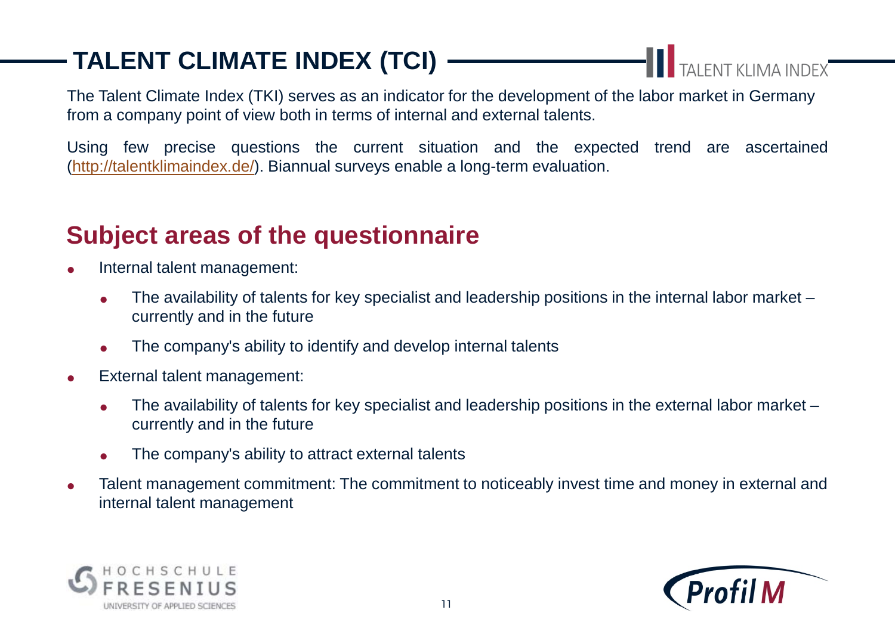# TALENT CLIMATE INDEX (TCI)

The Talent Climate Index (TKI) serves as an indicator for the development of the labor market in Germany from a company point of view both in terms of internal and external talents.

Using few precise questions the current situation and the expected trend are ascertained (http://talentklimaindex.de/). Biannual surveys enable a long-term evaluation.

## Subject areas of the questionnaire

- Internal talent management:
  - The availability of talents for key specialist and leadership positions in the internal labor market – currently and in the future
  - The company's ability to identify and develop internal talents
- External talent management:
  - The availability of talents for key specialist and leadership positions in the external labor market – currently and in the future
  - The company's ability to attract external talents
- Talent management commitment: The commitment to noticeably invest time and money in external and internal talent management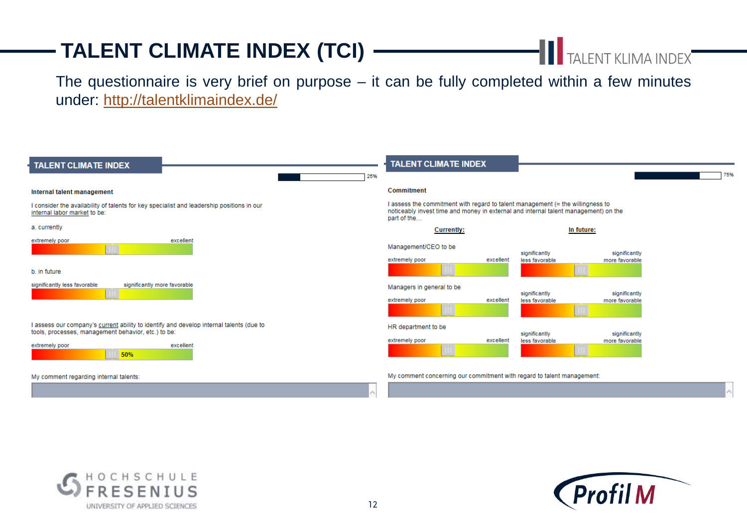# TALENT CLIMATE INDEX (TCI)

TALENT KLIMA INDEX

The questionnaire is very brief on purpose – it can be fully completed within a few minutes under: [http://talentklimaindex.de/](http://talentklimaindex.de/)

## TALENT CLIMATE INDEX

25%

**Internal talent management**

I consider the availability of talents for key specialist and leadership positions in our internal labor market to be:

a. currently

extremely poor — excellent

b. in future

significantly less favorable — significantly more favorable

I assess our company's current ability to identify and develop internal talents (due to tools, processes, management behavior, etc.) to be:

extremely poor — 50% — excellent

My comment regarding internal talents:

## TALENT CLIMATE INDEX

75%

**Commitment**

I assess the commitment with regard to talent management (= the willingness to noticeably invest time and money in external and internal talent management) on the part of the…

| | Currently: | In future: |
|---|---|---|
| Management/CEO to be | extremely poor — excellent | significantly less favorable — significantly more favorable |
| Managers in general to be | extremely poor — excellent | significantly less favorable — significantly more favorable |
| HR department to be | extremely poor — excellent | significantly less favorable — significantly more favorable |

My comment concerning our commitment with regard to talent management:

HOCHSCHULE FRESENIUS UNIVERSITY OF APPLIED SCIENCES

Profil M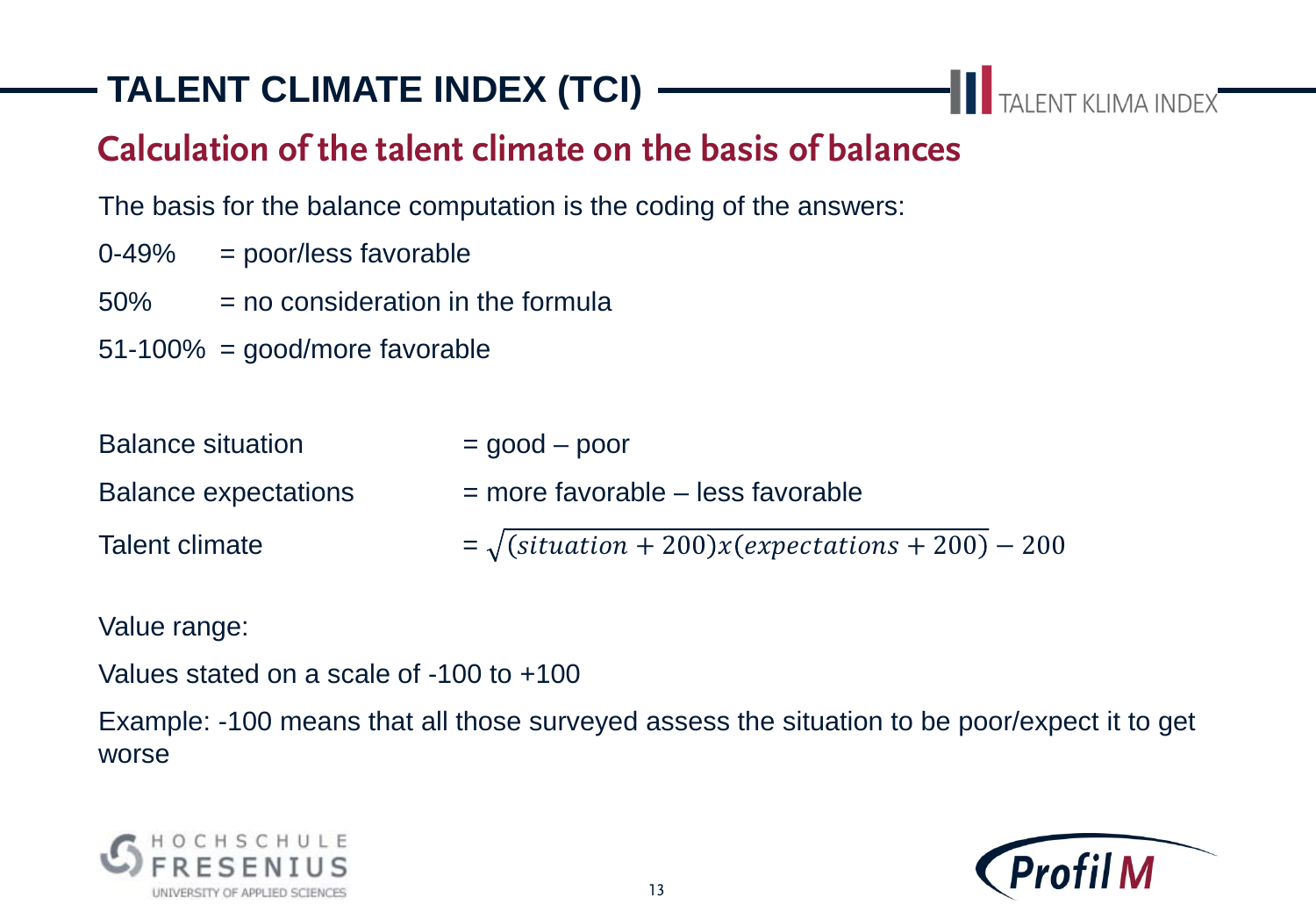# TALENT CLIMATE INDEX (TCI)

TALENT KLIMA INDEX

## Calculation of the talent climate on the basis of balances

The basis for the balance computation is the coding of the answers:

0-49% = poor/less favorable

50% = no consideration in the formula

51-100% = good/more favorable

Balance situation = good – poor

Balance expectations = more favorable – less favorable

Talent climate = $\sqrt{(situation + 200)x(expectations + 200)} - 200$

Value range:

Values stated on a scale of -100 to +100

Example: -100 means that all those surveyed assess the situation to be poor/expect it to get worse

HOCHSCHULE FRESENIUS
UNIVERSITY OF APPLIED SCIENCES

Profil M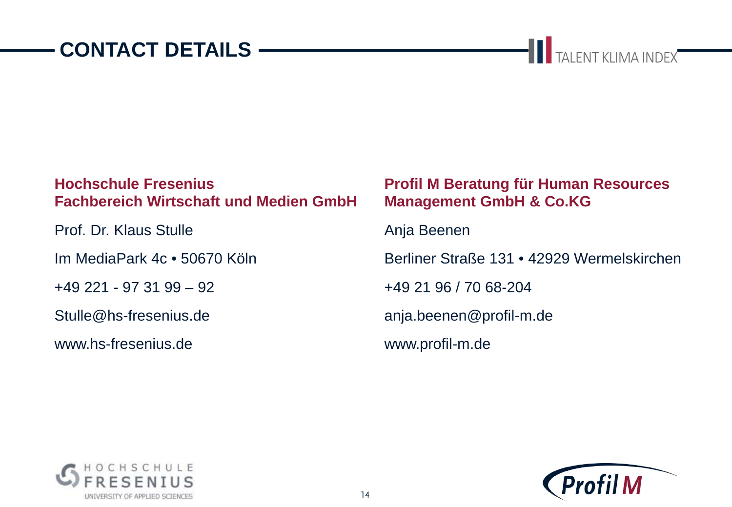# CONTACT DETAILS

**Hochschule Fresenius**
**Fachbereich Wirtschaft und Medien GmbH**

Prof. Dr. Klaus Stulle

Im MediaPark 4c • 50670 Köln

+49 221 - 97 31 99 – 92

Stulle@hs-fresenius.de

www.hs-fresenius.de

**Profil M Beratung für Human Resources**
**Management GmbH & Co.KG**

Anja Beenen

Berliner Straße 131 • 42929 Wermelskirchen

+49 21 96 / 70 68-204

anja.beenen@profil-m.de

www.profil-m.de